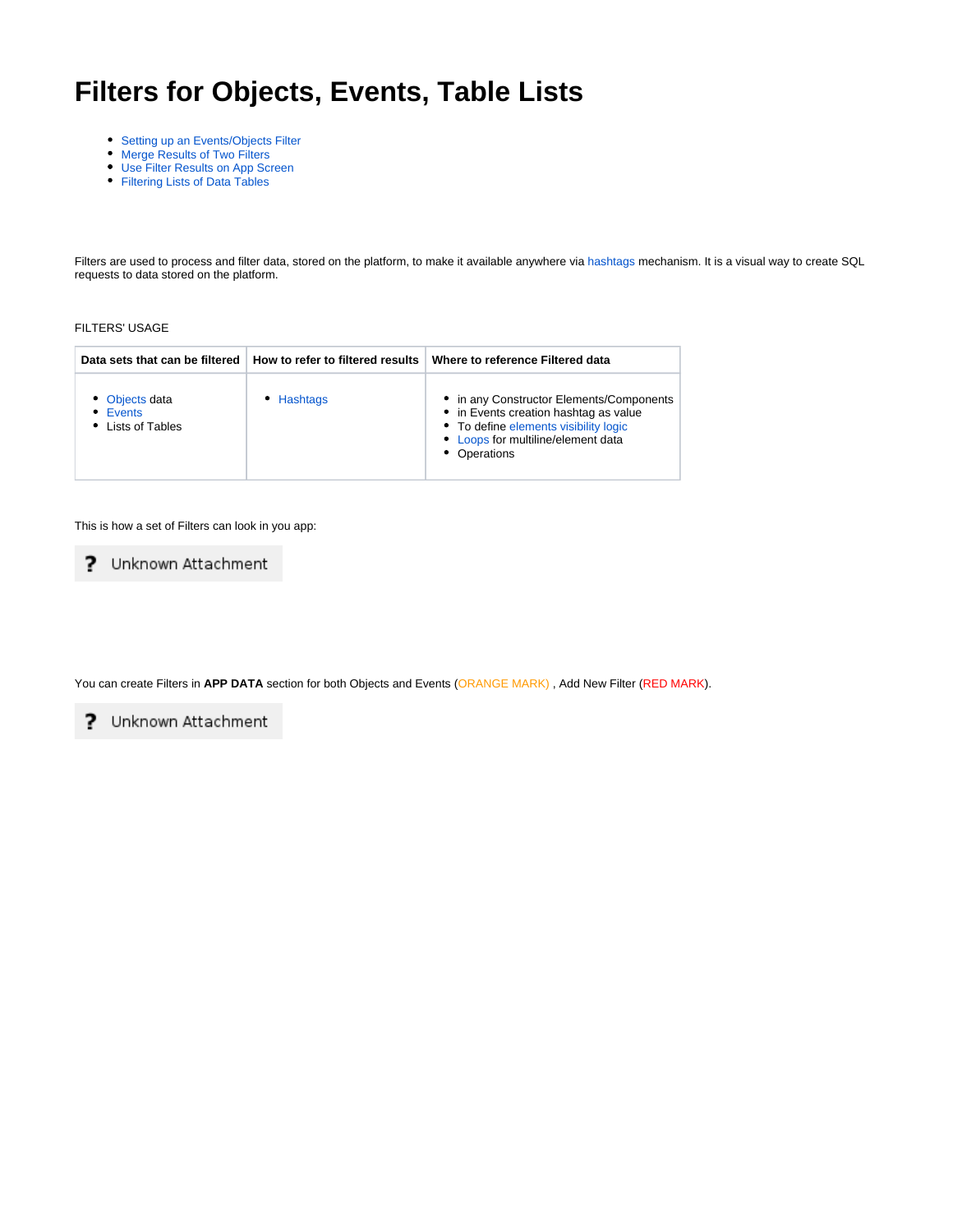# Filters for Objects, Events, Table Lists

- Setting up an Events/Objects Filter
- Merge Results of Two Filters
- Use Filter Results on App Screen
- Filtering Lists of Data Tables

Filters are used to process and filter data, stored on the platform, to make it available anywhere via hashtags mechanism. It is a visual way to create SQL requests to data stored on the platform.

FILTERS' USAGE

| Data sets that can be filtered | How to refer to filtered results | Where to reference Filtered data |
| --- | --- | --- |
| • Objects data<br>• Events<br>• Lists of Tables | • Hashtags | • in any Constructor Elements/Components<br>• in Events creation hashtag as value<br>• To define elements visibility logic<br>• Loops for multiline/element data<br>• Operations |

This is how a set of Filters can look in you app:

? Unknown Attachment

You can create Filters in **APP DATA** section for both Objects and Events (ORANGE MARK) , Add New Filter (RED MARK).

? Unknown Attachment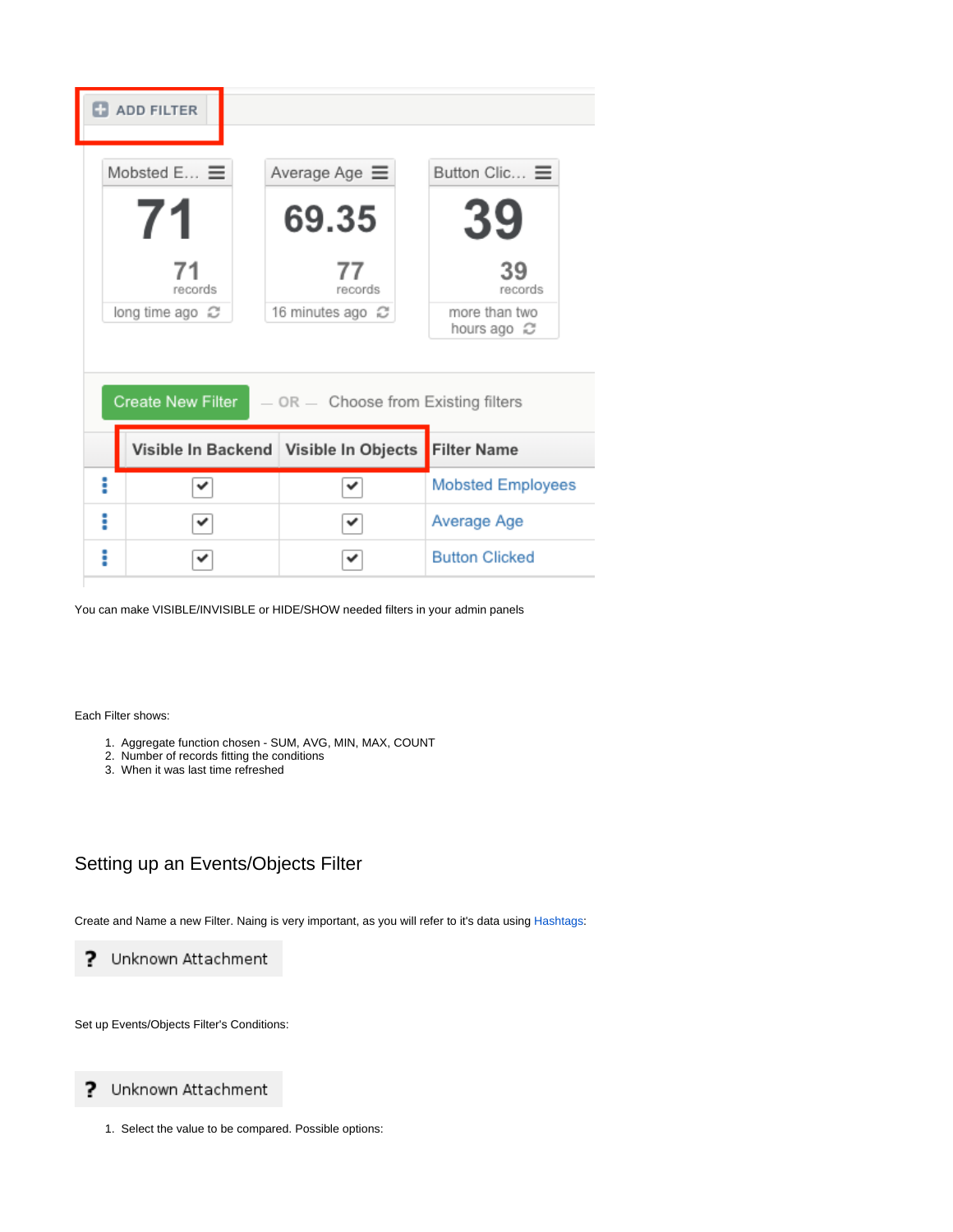ADD FILTER

| Mobsted E... | Average Age | Button Clic... |
|---|---|---|
| 71 | 69.35 | 39 |
| 71 records | 77 records | 39 records |
| long time ago | 16 minutes ago | more than two hours ago |

Create New Filter — OR — Choose from Existing filters

| Visible In Backend | Visible In Objects | Filter Name |
|---|---|---|
| ✔ | ✔ | Mobsted Employees |
| ✔ | ✔ | Average Age |
| ✔ | ✔ | Button Clicked |

You can make VISIBLE/INVISIBLE or HIDE/SHOW needed filters in your admin panels

Each Filter shows:

1. Aggregate function chosen - SUM, AVG, MIN, MAX, COUNT
2. Number of records fitting the conditions
3. When it was last time refreshed

## Setting up an Events/Objects Filter

Create and Name a new Filter. Naing is very important, as you will refer to it's data using Hashtags:

? Unknown Attachment

Set up Events/Objects Filter's Conditions:

? Unknown Attachment

1. Select the value to be compared. Possible options: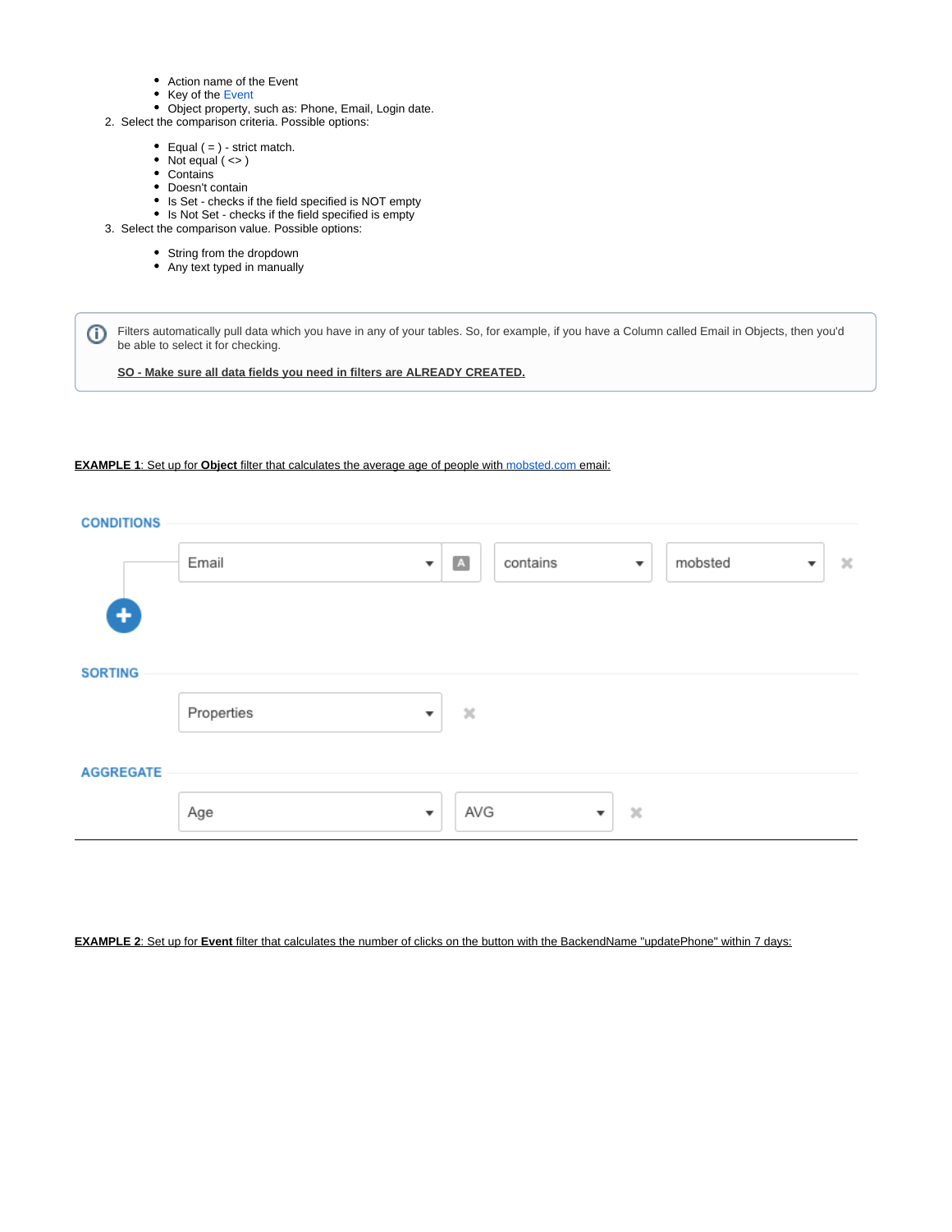- Action name of the Event
- Key of the Event
- Object property, such as: Phone, Email, Login date.

2. Select the comparison criteria. Possible options:
   - Equal ( = ) - strict match.
   - Not equal ( <> )
   - Contains
   - Doesn't contain
   - Is Set - checks if the field specified is NOT empty
   - Is Not Set - checks if the field specified is empty
3. Select the comparison value. Possible options:
   - String from the dropdown
   - Any text typed in manually

> ⓘ Filters automatically pull data which you have in any of your tables. So, for example, if you have a Column called Email in Objects, then you'd be able to select it for checking.
>
> **SO - Make sure all data fields you need in filters are ALREADY CREATED.**

**EXAMPLE 1**: Set up for **Object** filter that calculates the average age of people with mobsted.com email:

**CONDITIONS**

Email | A | contains | mobsted

**SORTING**

Properties

**AGGREGATE**

Age | AVG

**EXAMPLE 2**: Set up for **Event** filter that calculates the number of clicks on the button with the BackendName "updatePhone" within 7 days: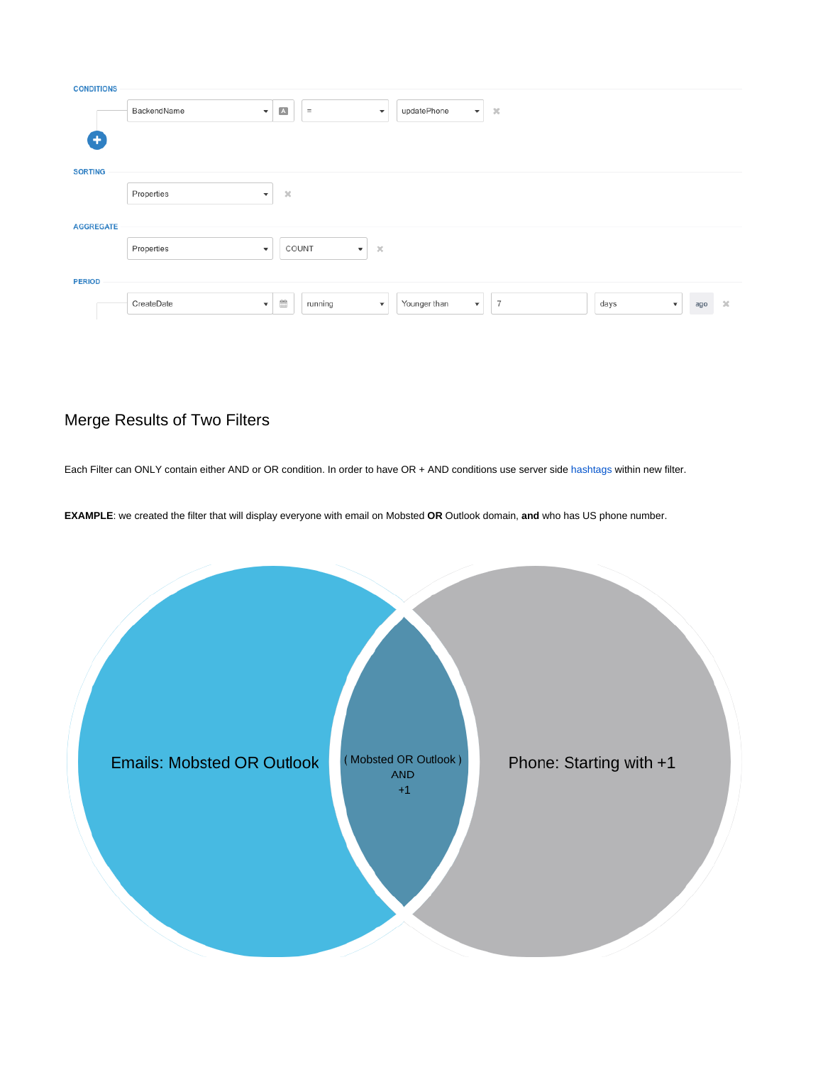CONDITIONS

| BackendName | = | updatePhone |
| --- | --- | --- |

SORTING

| Properties |
| --- |

AGGREGATE

| Properties | COUNT |
| --- | --- |

PERIOD

| CreateDate | running | Younger than | 7 | days | ago |
| --- | --- | --- | --- | --- | --- |

## Merge Results of Two Filters

Each Filter can ONLY contain either AND or OR condition. In order to have OR + AND conditions use server side hashtags within new filter.

**EXAMPLE**: we created the filter that will display everyone with email on Mobsted **OR** Outlook domain, **and** who has US phone number.

Emails: Mobsted OR Outlook

( Mobsted OR Outlook )
AND
+1

Phone: Starting with +1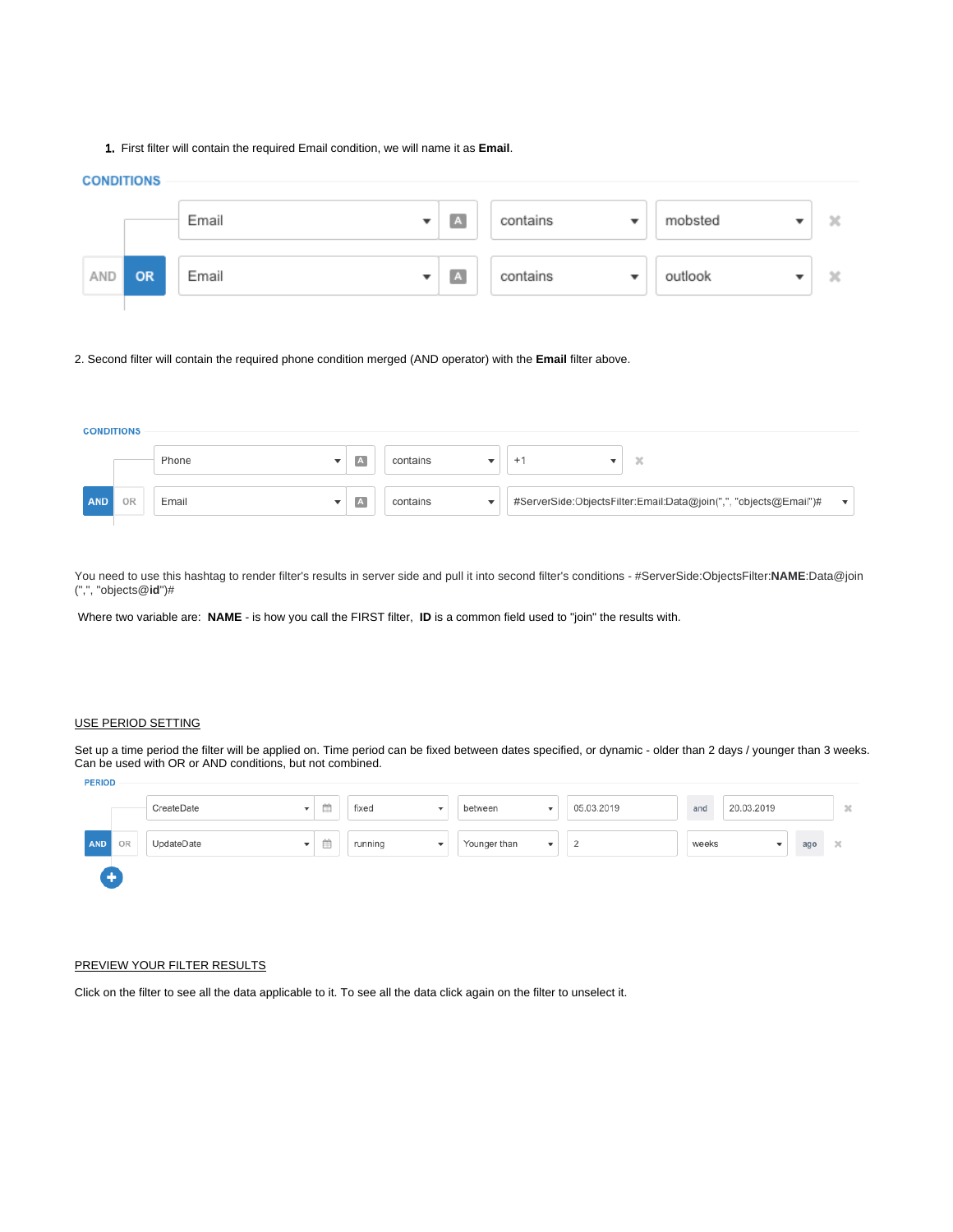1. First filter will contain the required Email condition, we will name it as **Email**.

CONDITIONS

| | Field | | Operator | Value |
|---|---|---|---|---|
| | Email | A | contains | mobsted |
| AND / **OR** | Email | A | contains | outlook |

2. Second filter will contain the required phone condition merged (AND operator) with the **Email** filter above.

CONDITIONS

| | Field | | Operator | Value |
|---|---|---|---|---|
| | Phone | A | contains | +1 |
| **AND** / OR | Email | A | contains | #ServerSide:ObjectsFilter:Email:Data@join(",", "objects@Email")# |

You need to use this hashtag to render filter's results in server side and pull it into second filter's conditions - #ServerSide:ObjectsFilter:**NAME**:Data@join(",", "objects@**id**")#

Where two variable are: **NAME** - is how you call the FIRST filter, **ID** is a common field used to "join" the results with.

USE PERIOD SETTING

Set up a time period the filter will be applied on. Time period can be fixed between dates specified, or dynamic - older than 2 days / younger than 3 weeks. Can be used with OR or AND conditions, but not combined.

PERIOD

| | Field | Type | Condition | Value | | Value | |
|---|---|---|---|---|---|---|---|
| | CreateDate | fixed | between | 05.03.2019 | and | 20.03.2019 | |
| **AND** / OR | UpdateDate | running | Younger than | 2 | | weeks | ago |

PREVIEW YOUR FILTER RESULTS

Click on the filter to see all the data applicable to it. To see all the data click again on the filter to unselect it.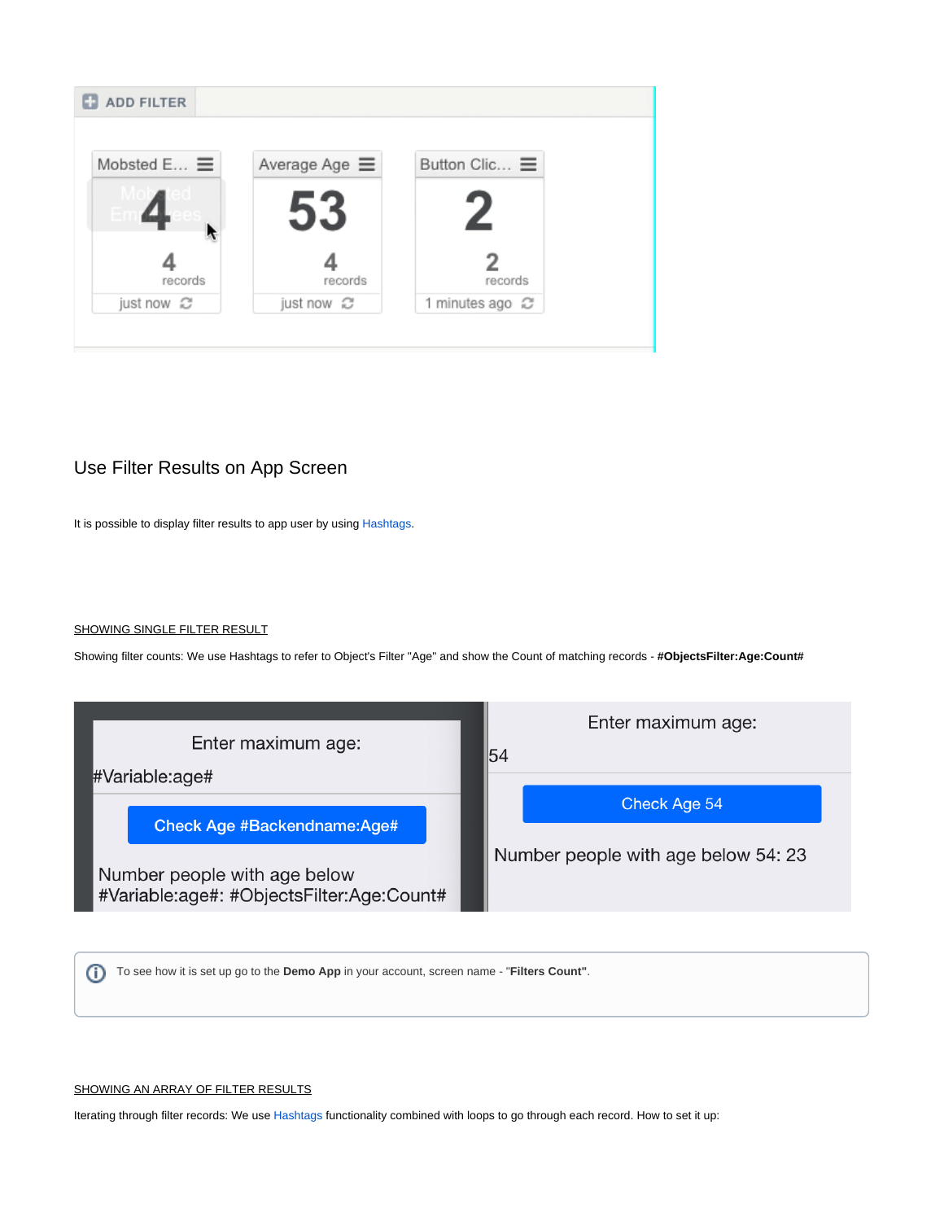## Use Filter Results on App Screen

It is possible to display filter results to app user by using Hashtags.

SHOWING SINGLE FILTER RESULT

Showing filter counts: We use Hashtags to refer to Object's Filter "Age" and show the Count of matching records - **#ObjectsFilter:Age:Count#**

> To see how it is set up go to the **Demo App** in your account, screen name - "**Filters Count**".

SHOWING AN ARRAY OF FILTER RESULTS

Iterating through filter records: We use Hashtags functionality combined with loops to go through each record. How to set it up: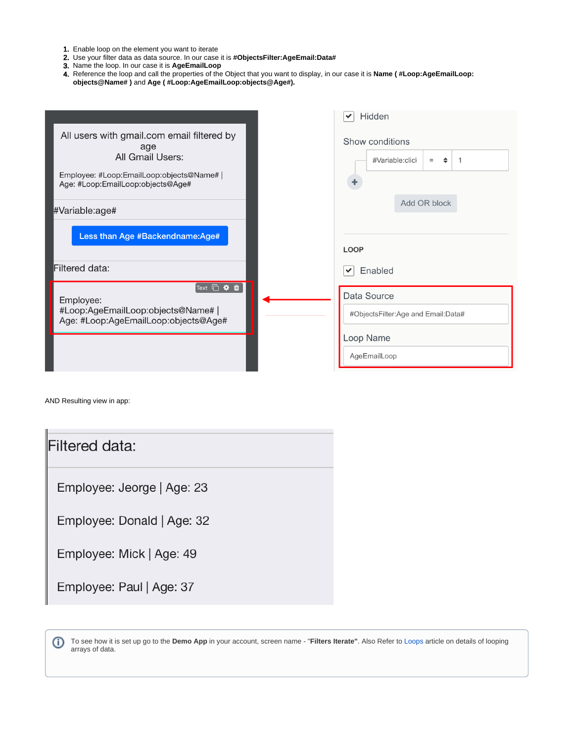1. Enable loop on the element you want to iterate
2. Use your filter data as data source. In our case it is **#ObjectsFilter:AgeEmail:Data#**
3. Name the loop. In our case it is **AgeEmailLoop**
4. Reference the loop and call the properties of the Object that you want to display, in our case it is **Name ( #Loop:AgeEmailLoop:objects@Name# )** and **Age ( #Loop:AgeEmailLoop:objects@Age#).**

AND Resulting view in app:

To see how it is set up go to the **Demo App** in your account, screen name - "**Filters Iterate**". Also Refer to Loops article on details of looping arrays of data.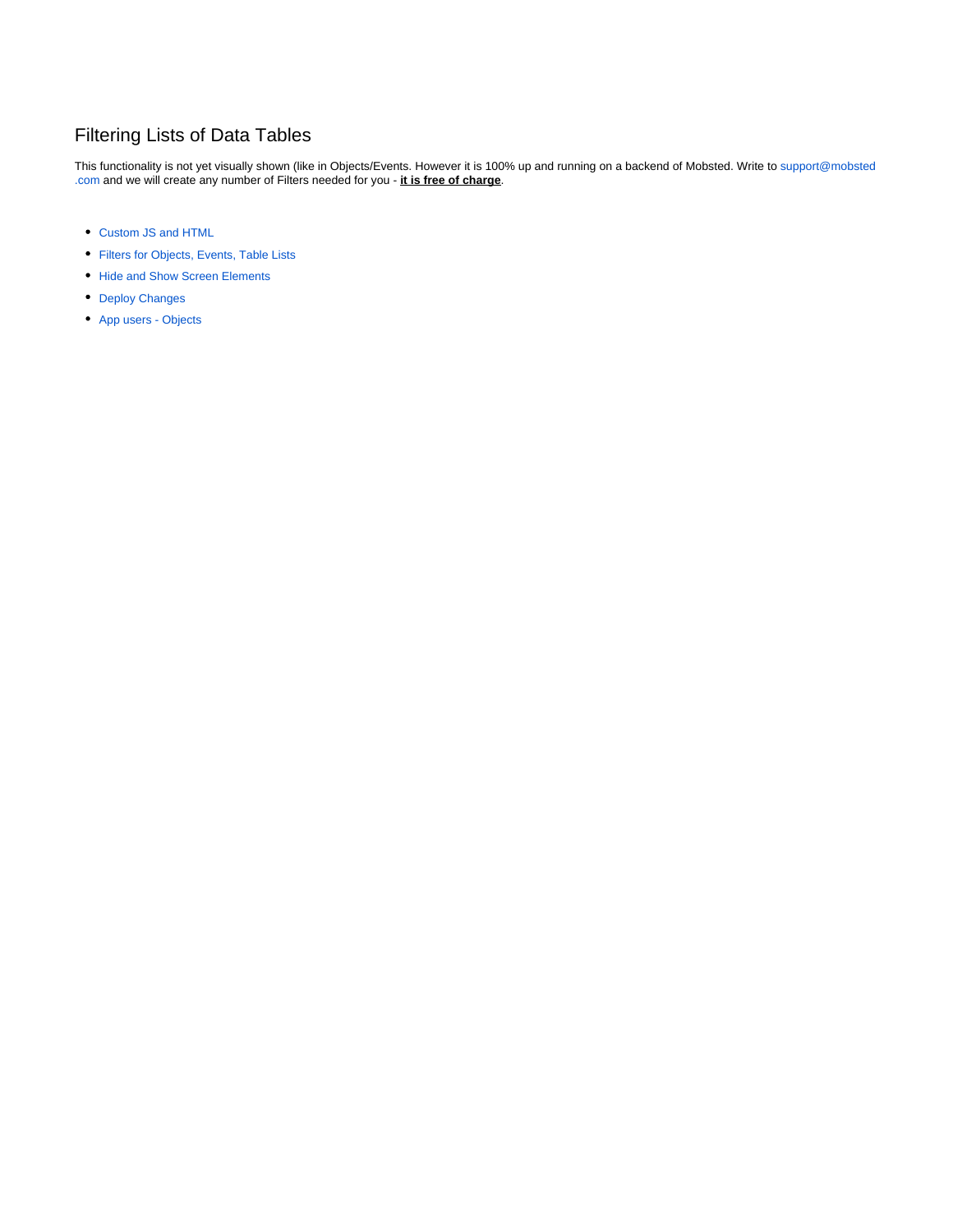## Filtering Lists of Data Tables

This functionality is not yet visually shown (like in Objects/Events. However it is 100% up and running on a backend of Mobsted. Write to support@mobsted.com and we will create any number of Filters needed for you - **it is free of charge**.

- Custom JS and HTML
- Filters for Objects, Events, Table Lists
- Hide and Show Screen Elements
- Deploy Changes
- App users - Objects